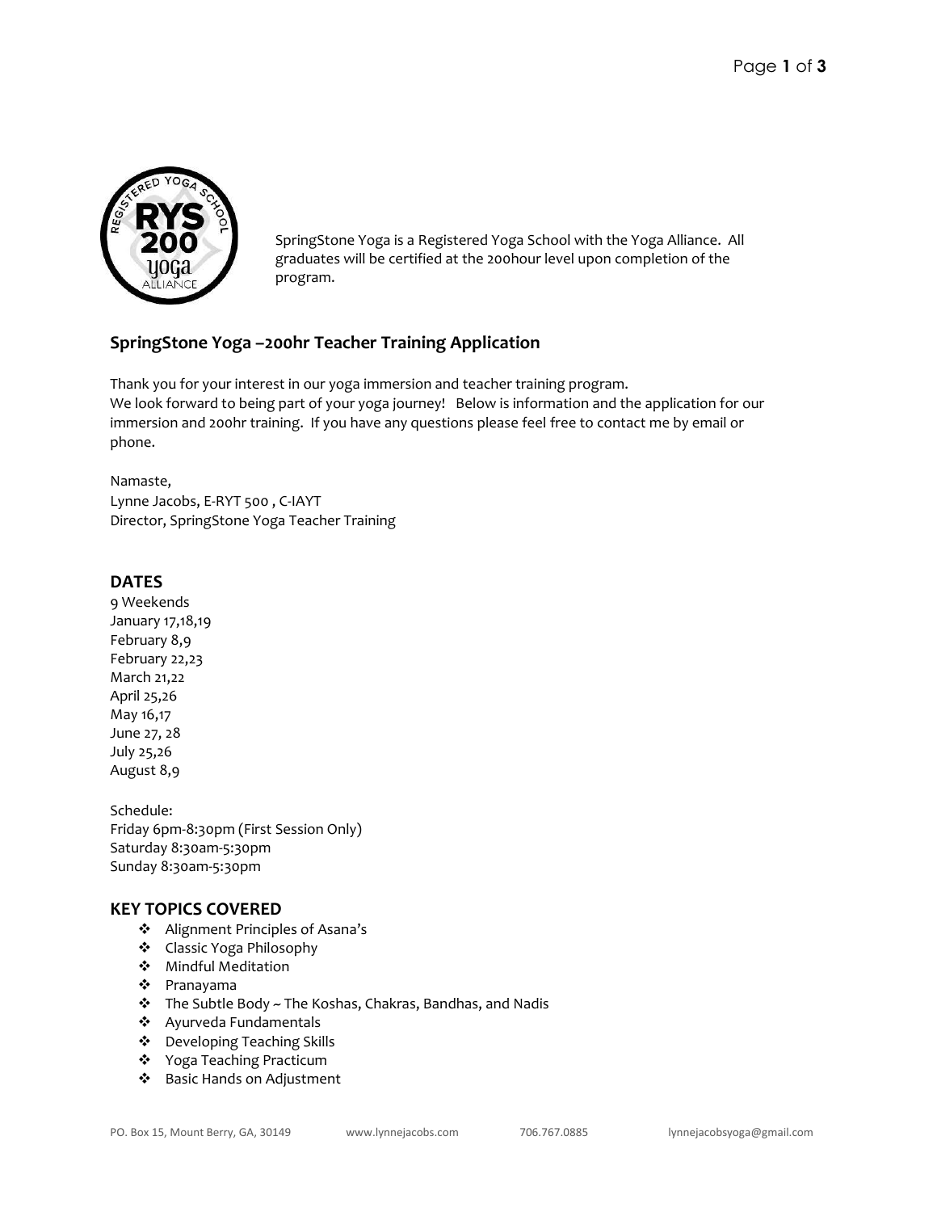SpringStone Yoga is a Registered Yoga School with the Yoga Alliance. All graduates will be certified at the 200hour level upon completion of the program.

## SpringStone Yoga –200hr Teacher Training Application

Thank you for your interest in our yoga immersion and teacher training program.
We look forward to being part of your yoga journey! Below is information and the application for our immersion and 200hr training. If you have any questions please feel free to contact me by email or phone.

Namaste,
Lynne Jacobs, E-RYT 500 , C-IAYT
Director, SpringStone Yoga Teacher Training

## DATES

9 Weekends
January 17,18,19
February 8,9
February 22,23
March 21,22
April 25,26
May 16,17
June 27, 28
July 25,26
August 8,9

Schedule:
Friday 6pm-8:30pm (First Session Only)
Saturday 8:30am-5:30pm
Sunday 8:30am-5:30pm

## KEY TOPICS COVERED

- Alignment Principles of Asana's
- Classic Yoga Philosophy
- Mindful Meditation
- Pranayama
- The Subtle Body ~ The Koshas, Chakras, Bandhas, and Nadis
- Ayurveda Fundamentals
- Developing Teaching Skills
- Yoga Teaching Practicum
- Basic Hands on Adjustment

PO. Box 15, Mount Berry, GA, 30149 www.lynnejacobs.com 706.767.0885 lynnejacobsyoga@gmail.com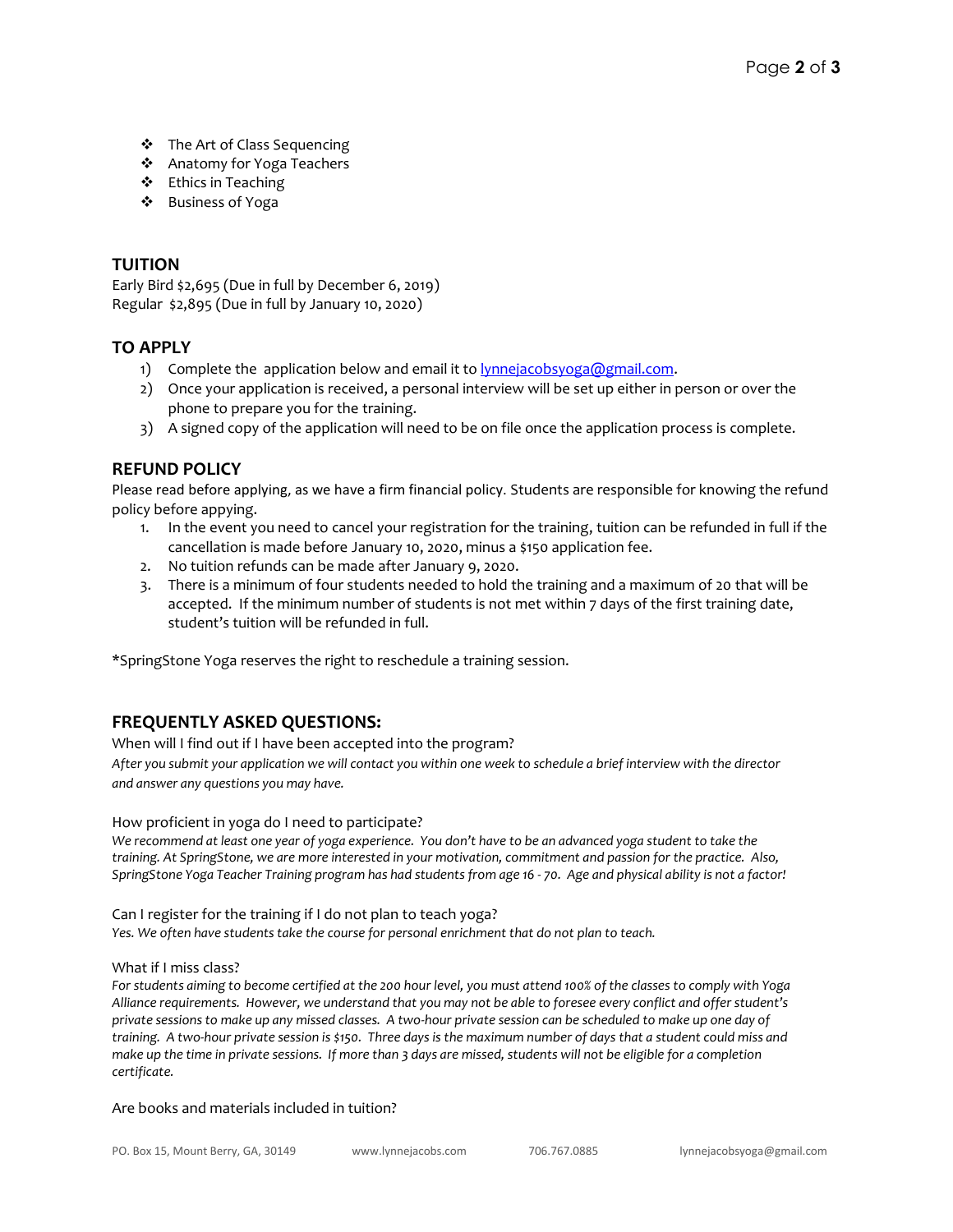- The Art of Class Sequencing
- Anatomy for Yoga Teachers
- Ethics in Teaching
- Business of Yoga

## TUITION

Early Bird $2,695 (Due in full by December 6, 2019)
Regular $2,895 (Due in full by January 10, 2020)

## TO APPLY

1) Complete the application below and email it to [lynnejacobsyoga@gmail.com](mailto:lynnejacobsyoga@gmail.com).
2) Once your application is received, a personal interview will be set up either in person or over the phone to prepare you for the training.
3) A signed copy of the application will need to be on file once the application process is complete.

## REFUND POLICY

Please read before applying, as we have a firm financial policy. Students are responsible for knowing the refund policy before appying.

1. In the event you need to cancel your registration for the training, tuition can be refunded in full if the cancellation is made before January 10, 2020, minus a $150 application fee.
2. No tuition refunds can be made after January 9, 2020.
3. There is a minimum of four students needed to hold the training and a maximum of 20 that will be accepted. If the minimum number of students is not met within 7 days of the first training date, student's tuition will be refunded in full.

*SpringStone Yoga reserves the right to reschedule a training session.

## FREQUENTLY ASKED QUESTIONS:

When will I find out if I have been accepted into the program?
*After you submit your application we will contact you within one week to schedule a brief interview with the director and answer any questions you may have.*

How proficient in yoga do I need to participate?
*We recommend at least one year of yoga experience. You don't have to be an advanced yoga student to take the training. At SpringStone, we are more interested in your motivation, commitment and passion for the practice. Also, SpringStone Yoga Teacher Training program has had students from age 16 - 70. Age and physical ability is not a factor!*

Can I register for the training if I do not plan to teach yoga?
*Yes. We often have students take the course for personal enrichment that do not plan to teach.*

What if I miss class?
*For students aiming to become certified at the 200 hour level, you must attend 100% of the classes to comply with Yoga Alliance requirements. However, we understand that you may not be able to foresee every conflict and offer student's private sessions to make up any missed classes. A two-hour private session can be scheduled to make up one day of training. A two-hour private session is $150. Three days is the maximum number of days that a student could miss and make up the time in private sessions. If more than 3 days are missed, students will not be eligible for a completion certificate.*

Are books and materials included in tuition?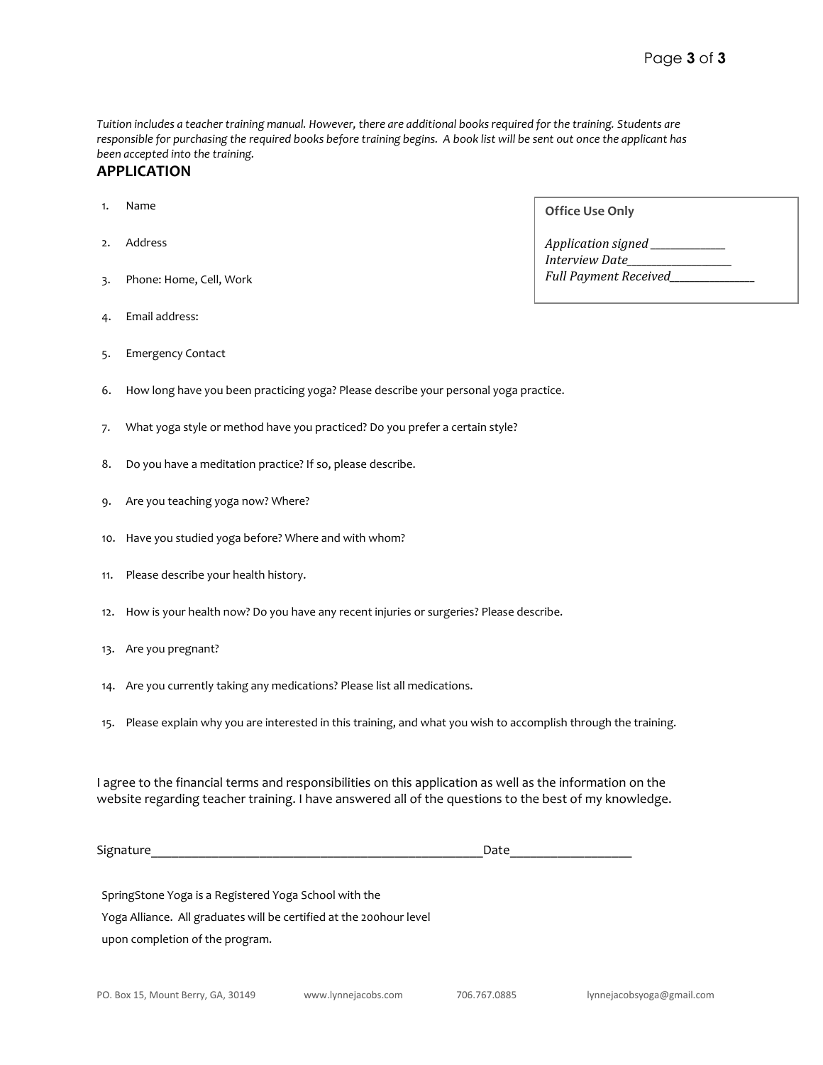*Tuition includes a teacher training manual. However, there are additional books required for the training. Students are responsible for purchasing the required books before training begins. A book list will be sent out once the applicant has been accepted into the training.*

## APPLICATION

**Office Use Only**

*Application signed* ____________
*Interview Date* ________________
*Full Payment Received* ______________

1. Name
2. Address
3. Phone: Home, Cell, Work
4. Email address:
5. Emergency Contact
6. How long have you been practicing yoga? Please describe your personal yoga practice.
7. What yoga style or method have you practiced? Do you prefer a certain style?
8. Do you have a meditation practice? If so, please describe.
9. Are you teaching yoga now? Where?
10. Have you studied yoga before? Where and with whom?
11. Please describe your health history.
12. How is your health now? Do you have any recent injuries or surgeries? Please describe.
13. Are you pregnant?
14. Are you currently taking any medications? Please list all medications.
15. Please explain why you are interested in this training, and what you wish to accomplish through the training.

I agree to the financial terms and responsibilities on this application as well as the information on the website regarding teacher training. I have answered all of the questions to the best of my knowledge.

Signature_______________________________________________Date_________________

SpringStone Yoga is a Registered Yoga School with the Yoga Alliance. All graduates will be certified at the 200hour level upon completion of the program.

PO. Box 15, Mount Berry, GA, 30149 www.lynnejacobs.com 706.767.0885 lynnejacobsyoga@gmail.com